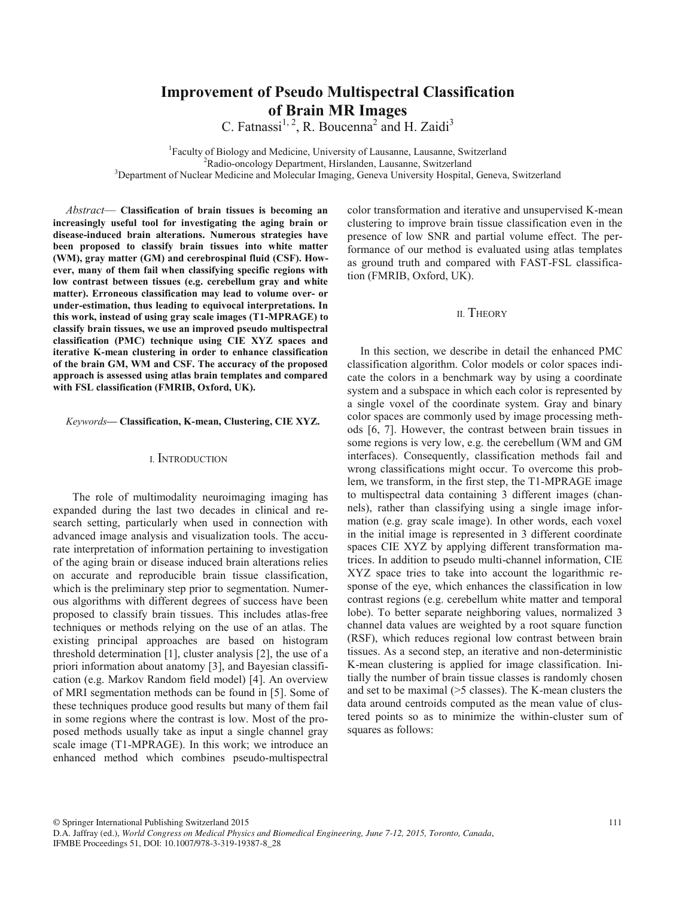// Improvement of Pseudo Multispectral Classification of Brain MR Images

C. Fatnassi[1, 2], R. Boucenna[2] and H. Zaidi[3]

[1]Faculty of Biology and Medicine, University of Lausanne, Lausanne, Switzerland
[2]Radio-oncology Department, Hirslanden, Lausanne, Switzerland
[3]Department of Nuclear Medicine and Molecular Imaging, Geneva University Hospital, Geneva, Switzerland

*Abstract*— **Classification of brain tissues is becoming an increasingly useful tool for investigating the aging brain or disease-induced brain alterations. Numerous strategies have been proposed to classify brain tissues into white matter (WM), gray matter (GM) and cerebrospinal fluid (CSF). However, many of them fail when classifying specific regions with low contrast between tissues (e.g. cerebellum gray and white matter). Erroneous classification may lead to volume over- or under-estimation, thus leading to equivocal interpretations. In this work, instead of using gray scale images (T1-MPRAGE) to classify brain tissues, we use an improved pseudo multispectral classification (PMC) technique using CIE XYZ spaces and iterative K-mean clustering in order to enhance classification of the brain GM, WM and CSF. The accuracy of the proposed approach is assessed using atlas brain templates and compared with FSL classification (FMRIB, Oxford, UK).**

*Keywords*— **Classification, K-mean, Clustering, CIE XYZ.**

## I. INTRODUCTION

The role of multimodality neuroimaging imaging has expanded during the last two decades in clinical and research setting, particularly when used in connection with advanced image analysis and visualization tools. The accurate interpretation of information pertaining to investigation of the aging brain or disease induced brain alterations relies on accurate and reproducible brain tissue classification, which is the preliminary step prior to segmentation. Numerous algorithms with different degrees of success have been proposed to classify brain tissues. This includes atlas-free techniques or methods relying on the use of an atlas. The existing principal approaches are based on histogram threshold determination [1], cluster analysis [2], the use of a priori information about anatomy [3], and Bayesian classification (e.g. Markov Random field model) [4]. An overview of MRI segmentation methods can be found in [5]. Some of these techniques produce good results but many of them fail in some regions where the contrast is low. Most of the proposed methods usually take as input a single channel gray scale image (T1-MPRAGE). In this work; we introduce an enhanced method which combines pseudo-multispectral color transformation and iterative and unsupervised K-mean clustering to improve brain tissue classification even in the presence of low SNR and partial volume effect. The performance of our method is evaluated using atlas templates as ground truth and compared with FAST-FSL classification (FMRIB, Oxford, UK).

## II. THEORY

In this section, we describe in detail the enhanced PMC classification algorithm. Color models or color spaces indicate the colors in a benchmark way by using a coordinate system and a subspace in which each color is represented by a single voxel of the coordinate system. Gray and binary color spaces are commonly used by image processing methods [6, 7]. However, the contrast between brain tissues in some regions is very low, e.g. the cerebellum (WM and GM interfaces). Consequently, classification methods fail and wrong classifications might occur. To overcome this problem, we transform, in the first step, the T1-MPRAGE image to multispectral data containing 3 different images (channels), rather than classifying using a single image information (e.g. gray scale image). In other words, each voxel in the initial image is represented in 3 different coordinate spaces CIE XYZ by applying different transformation matrices. In addition to pseudo multi-channel information, CIE XYZ space tries to take into account the logarithmic response of the eye, which enhances the classification in low contrast regions (e.g. cerebellum white matter and temporal lobe). To better separate neighboring values, normalized 3 channel data values are weighted by a root square function (RSF), which reduces regional low contrast between brain tissues. As a second step, an iterative and non-deterministic K-mean clustering is applied for image classification. Initially the number of brain tissue classes is randomly chosen and set to be maximal (>5 classes). The K-mean clusters the data around centroids computed as the mean value of clustered points so as to minimize the within-cluster sum of squares as follows: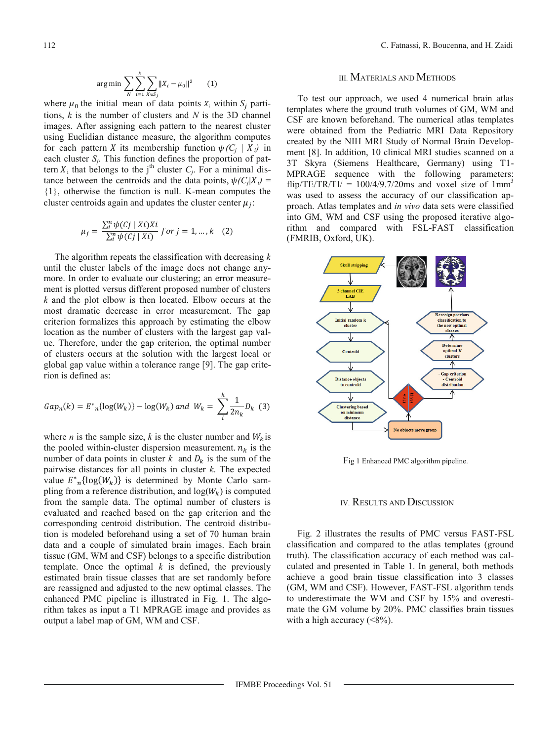$$\arg\min \sum_{N} \sum_{i=1}^{k} \sum_{X \in S_j} \|X_i - \mu_0\|^2 \qquad (1)$$

where $\mu_0$ the initial mean of data points $X_i$ within $S_j$ partitions, $k$ is the number of clusters and $N$ is the 3D channel images. After assigning each pattern to the nearest cluster using Euclidian distance measure, the algorithm computes for each pattern $X$ its membership function $\psi(C_j \mid X_i)$ in each cluster $S_j$. This function defines the proportion of pattern $X_i$ that belongs to the j[th] cluster $C_j$. For a minimal distance between the centroids and the data points, $\psi(C_j|X_i) = \{1\}$, otherwise the function is null. K-mean computes the cluster centroids again and updates the cluster center $\mu_j$:

$$\mu_j = \frac{\sum_i^n \psi(Cj \mid Xi)Xi}{\sum_i^n \psi(Cj \mid Xi)} \; for\; j = 1, \ldots, k \quad (2)$$

The algorithm repeats the classification with decreasing $k$ until the cluster labels of the image does not change anymore. In order to evaluate our clustering; an error measurement is plotted versus different proposed number of clusters $k$ and the plot elbow is then located. Elbow occurs at the most dramatic decrease in error measurement. The gap criterion formalizes this approach by estimating the elbow location as the number of clusters with the largest gap value. Therefore, under the gap criterion, the optimal number of clusters occurs at the solution with the largest local or global gap value within a tolerance range [9]. The gap criterion is defined as:

$$Gap_n(k) = E^*{}_n\{\log(W_k)\} - \log(W_k) \; and \; W_k = \sum_{i}^{k} \frac{1}{2n_k} D_k \quad (3)$$

where $n$ is the sample size, $k$ is the cluster number and $W_k$ is the pooled within-cluster dispersion measurement. $n_k$ is the number of data points in cluster $k$ and $D_k$ is the sum of the pairwise distances for all points in cluster $k$. The expected value $E^*{}_n\{\log(W_k)\}$ is determined by Monte Carlo sampling from a reference distribution, and $\log(W_k)$ is computed from the sample data. The optimal number of clusters is evaluated and reached based on the gap criterion and the corresponding centroid distribution. The centroid distribution is modeled beforehand using a set of 70 human brain data and a couple of simulated brain images. Each brain tissue (GM, WM and CSF) belongs to a specific distribution template. Once the optimal $k$ is defined, the previously estimated brain tissue classes that are set randomly before are reassigned and adjusted to the new optimal classes. The enhanced PMC pipeline is illustrated in Fig. 1. The algorithm takes as input a T1 MPRAGE image and provides as output a label map of GM, WM and CSF.

## III. Materials and Methods

To test our approach, we used 4 numerical brain atlas templates where the ground truth volumes of GM, WM and CSF are known beforehand. The numerical atlas templates were obtained from the Pediatric MRI Data Repository created by the NIH MRI Study of Normal Brain Development [8]. In addition, 10 clinical MRI studies scanned on a 3T Skyra (Siemens Healthcare, Germany) using T1-MPRAGE sequence with the following parameters: flip/TE/TR/TI/ = 100/4/9.7/20ms and voxel size of 1mm$^3$ was used to assess the accuracy of our classification approach. Atlas templates and *in vivo* data sets were classified into GM, WM and CSF using the proposed iterative algorithm and compared with FSL-FAST classification (FMRIB, Oxford, UK).

Fig 1 Enhanced PMC algorithm pipeline.

## IV. Results and Discussion

Fig. 2 illustrates the results of PMC versus FAST-FSL classification and compared to the atlas templates (ground truth). The classification accuracy of each method was calculated and presented in Table 1. In general, both methods achieve a good brain tissue classification into 3 classes (GM, WM and CSF). However, FAST-FSL algorithm tends to underestimate the WM and CSF by 15% and overestimate the GM volume by 20%. PMC classifies brain tissues with a high accuracy (<8%).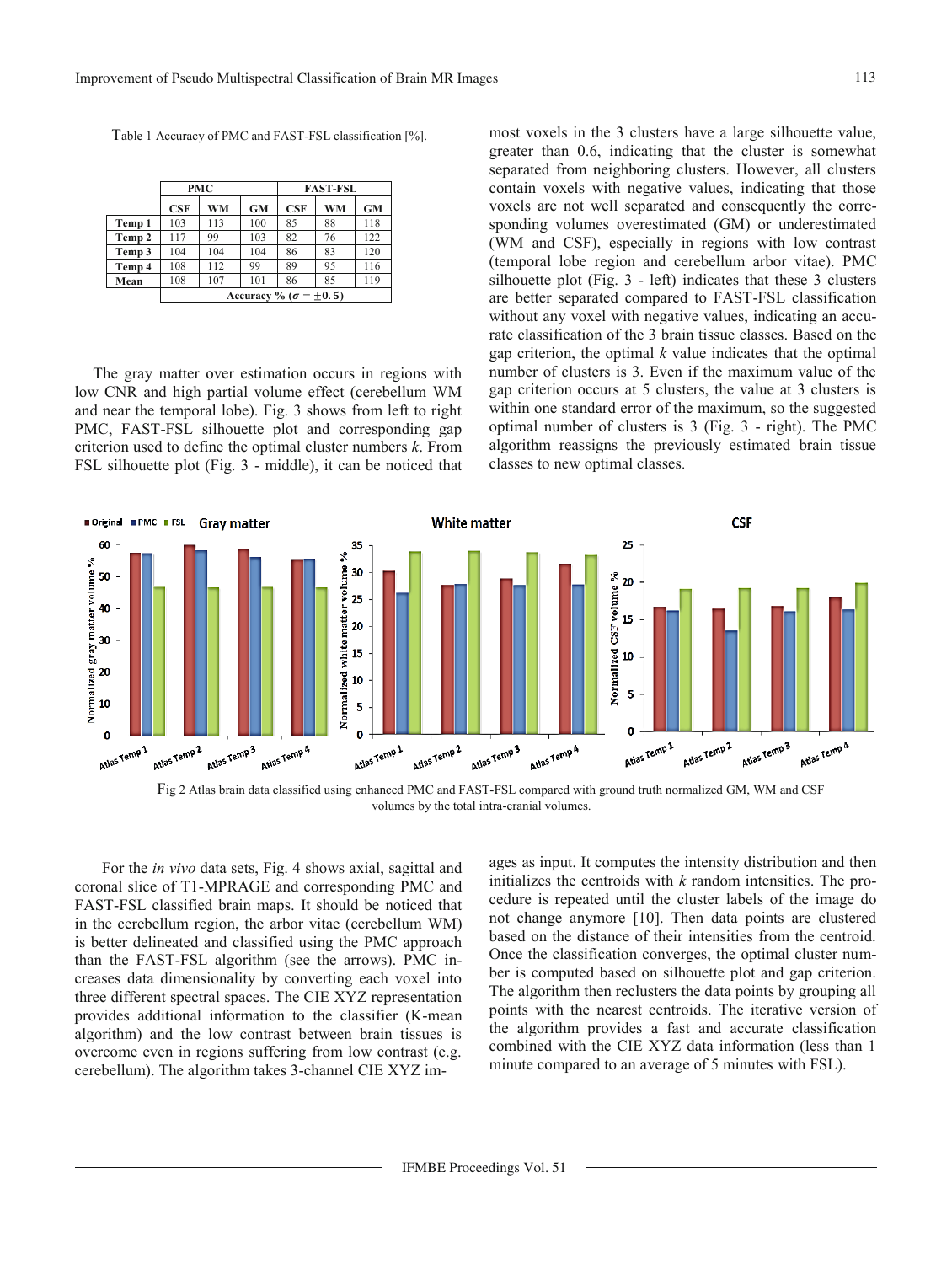Table 1 Accuracy of PMC and FAST-FSL classification [%].

| | PMC | | | FAST-FSL | | |
|---|---|---|---|---|---|---|
| | CSF | WM | GM | CSF | WM | GM |
| Temp 1 | 103 | 113 | 100 | 85 | 88 | 118 |
| Temp 2 | 117 | 99 | 103 | 82 | 76 | 122 |
| Temp 3 | 104 | 104 | 104 | 86 | 83 | 120 |
| Temp 4 | 108 | 112 | 99 | 89 | 95 | 116 |
| Mean | 108 | 107 | 101 | 86 | 85 | 119 |
| | Accuracy % ($\sigma = \pm 0.5$) | | | | | |

The gray matter over estimation occurs in regions with low CNR and high partial volume effect (cerebellum WM and near the temporal lobe). Fig. 3 shows from left to right PMC, FAST-FSL silhouette plot and corresponding gap criterion used to define the optimal cluster numbers *k*. From FSL silhouette plot (Fig. 3 - middle), it can be noticed that most voxels in the 3 clusters have a large silhouette value, greater than 0.6, indicating that the cluster is somewhat separated from neighboring clusters. However, all clusters contain voxels with negative values, indicating that those voxels are not well separated and consequently the corresponding volumes overestimated (GM) or underestimated (WM and CSF), especially in regions with low contrast (temporal lobe region and cerebellum arbor vitae). PMC silhouette plot (Fig. 3 - left) indicates that these 3 clusters are better separated compared to FAST-FSL classification without any voxel with negative values, indicating an accurate classification of the 3 brain tissue classes. Based on the gap criterion, the optimal *k* value indicates that the optimal number of clusters is 3. Even if the maximum value of the gap criterion occurs at 5 clusters, the value at 3 clusters is within one standard error of the maximum, so the suggested optimal number of clusters is 3 (Fig. 3 - right). The PMC algorithm reassigns the previously estimated brain tissue classes to new optimal classes.

Fig 2 Atlas brain data classified using enhanced PMC and FAST-FSL compared with ground truth normalized GM, WM and CSF volumes by the total intra-cranial volumes.

For the *in vivo* data sets, Fig. 4 shows axial, sagittal and coronal slice of T1-MPRAGE and corresponding PMC and FAST-FSL classified brain maps. It should be noticed that in the cerebellum region, the arbor vitae (cerebellum WM) is better delineated and classified using the PMC approach than the FAST-FSL algorithm (see the arrows). PMC increases data dimensionality by converting each voxel into three different spectral spaces. The CIE XYZ representation provides additional information to the classifier (K-mean algorithm) and the low contrast between brain tissues is overcome even in regions suffering from low contrast (e.g. cerebellum). The algorithm takes 3-channel CIE XYZ images as input. It computes the intensity distribution and then initializes the centroids with *k* random intensities. The procedure is repeated until the cluster labels of the image do not change anymore [10]. Then data points are clustered based on the distance of their intensities from the centroid. Once the classification converges, the optimal cluster number is computed based on silhouette plot and gap criterion. The algorithm then reclusters the data points by grouping all points with the nearest centroids. The iterative version of the algorithm provides a fast and accurate classification combined with the CIE XYZ data information (less than 1 minute compared to an average of 5 minutes with FSL).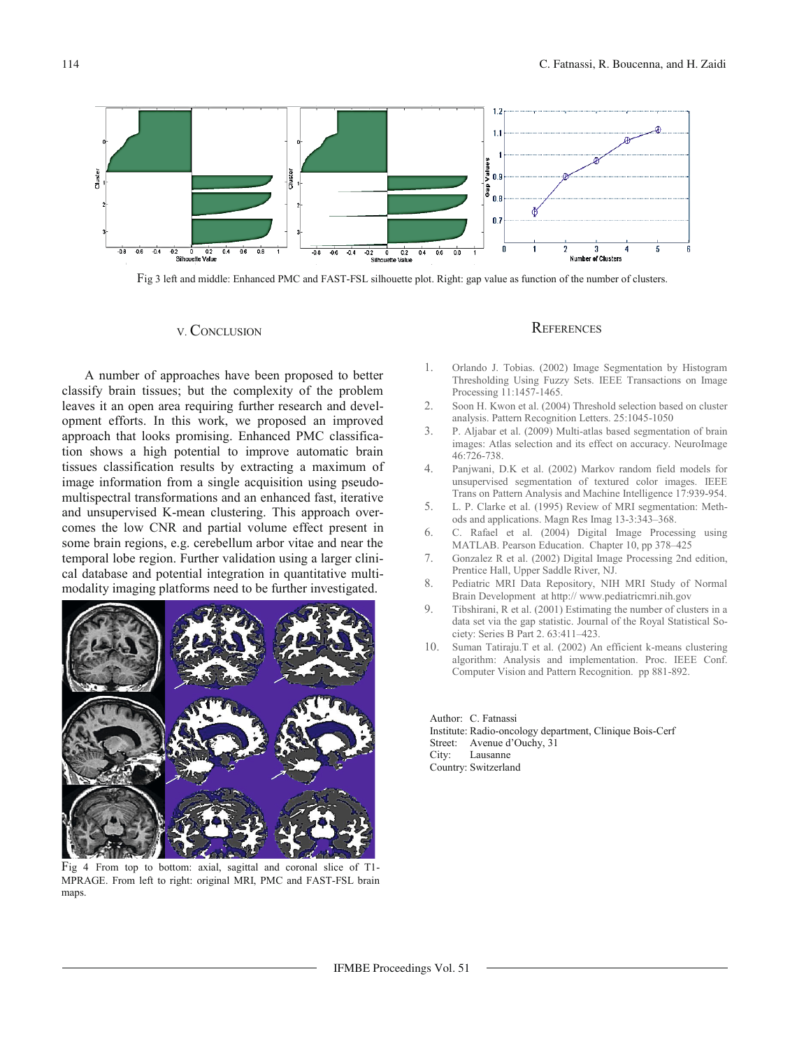Fig 3 left and middle: Enhanced PMC and FAST-FSL silhouette plot. Right: gap value as function of the number of clusters.

## V. Conclusion

A number of approaches have been proposed to better classify brain tissues; but the complexity of the problem leaves it an open area requiring further research and development efforts. In this work, we proposed an improved approach that looks promising. Enhanced PMC classification shows a high potential to improve automatic brain tissues classification results by extracting a maximum of image information from a single acquisition using pseudo-multispectral transformations and an enhanced fast, iterative and unsupervised K-mean clustering. This approach overcomes the low CNR and partial volume effect present in some brain regions, e.g. cerebellum arbor vitae and near the temporal lobe region. Further validation using a larger clinical database and potential integration in quantitative multi-modality imaging platforms need to be further investigated.

Fig 4 From top to bottom: axial, sagittal and coronal slice of T1-MPRAGE. From left to right: original MRI, PMC and FAST-FSL brain maps.

## References

1. Orlando J. Tobias. (2002) Image Segmentation by Histogram Thresholding Using Fuzzy Sets. IEEE Transactions on Image Processing 11:1457-1465.
2. Soon H. Kwon et al. (2004) Threshold selection based on cluster analysis. Pattern Recognition Letters. 25:1045-1050
3. P. Aljabar et al. (2009) Multi-atlas based segmentation of brain images: Atlas selection and its effect on accuracy. NeuroImage 46:726-738.
4. Panjwani, D.K et al. (2002) Markov random field models for unsupervised segmentation of textured color images. IEEE Trans on Pattern Analysis and Machine Intelligence 17:939-954.
5. L. P. Clarke et al. (1995) Review of MRI segmentation: Methods and applications. Magn Res Imag 13-3:343–368.
6. C. Rafael et al. (2004) Digital Image Processing using MATLAB. Pearson Education. Chapter 10, pp 378–425
7. Gonzalez R et al. (2002) Digital Image Processing 2nd edition, Prentice Hall, Upper Saddle River, NJ.
8. Pediatric MRI Data Repository, NIH MRI Study of Normal Brain Development at http:// www.pediatricmri.nih.gov
9. Tibshirani, R et al. (2001) Estimating the number of clusters in a data set via the gap statistic. Journal of the Royal Statistical Society: Series B Part 2. 63:411–423.
10. Suman Tatiraju.T et al. (2002) An efficient k-means clustering algorithm: Analysis and implementation. Proc. IEEE Conf. Computer Vision and Pattern Recognition. pp 881-892.

Author: C. Fatnassi
Institute: Radio-oncology department, Clinique Bois-Cerf
Street: Avenue d'Ouchy, 31
City: Lausanne
Country: Switzerland